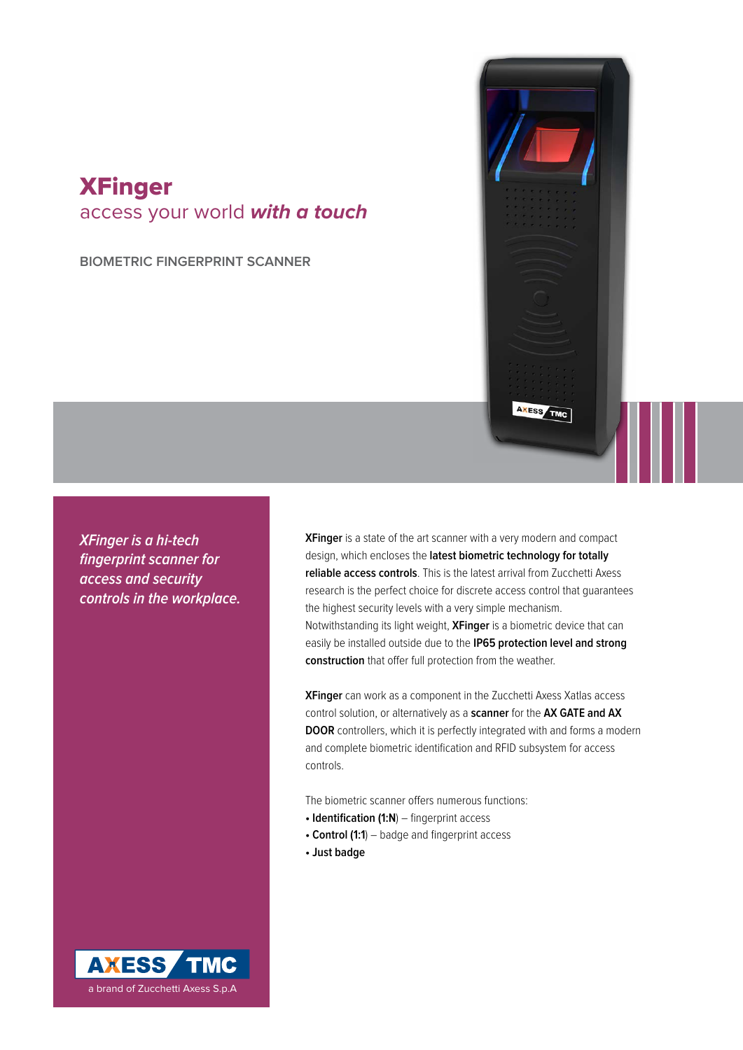# XFinger

## access your world *with a touch*

BIOMETRIC FINGERPRINT SCANNER

*XFinger is a hi-tech fingerprint scanner for access and security controls in the workplace.*

**XFinger** is a state of the art scanner with a very modern and compact design, which encloses the **latest biometric technology for totally reliable access controls**. This is the latest arrival from Zucchetti Axess research is the perfect choice for discrete access control that guarantees the highest security levels with a very simple mechanism. Notwithstanding its light weight, **XFinger** is a biometric device that can easily be installed outside due to the **IP65 protection level and strong construction** that offer full protection from the weather.

**XFinger** can work as a component in the Zucchetti Axess Xatlas access control solution, or alternatively as a **scanner** for the **AX GATE and AX DOOR** controllers, which it is perfectly integrated with and forms a modern and complete biometric identification and RFID subsystem for access controls.

The biometric scanner offers numerous functions:

- **Identification (1:N)** – fingerprint access
- **Control (1:1)** – badge and fingerprint access
- **Just badge**

AXESS TMC

a brand of Zucchetti Axess S.p.A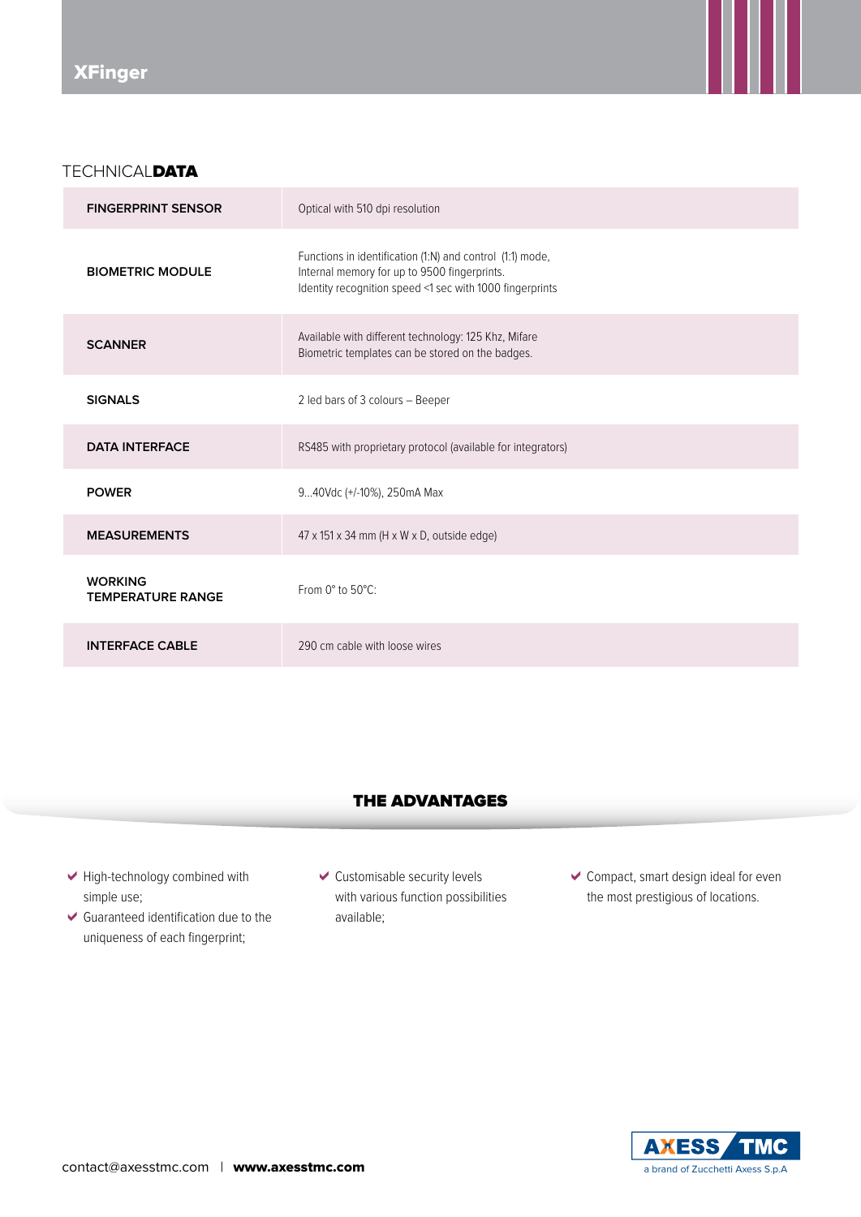# XFinger

## TECHNICAL**DATA**

| | |
|---|---|
| **FINGERPRINT SENSOR** | Optical with 510 dpi resolution |
| **BIOMETRIC MODULE** | Functions in identification (1:N) and control (1:1) mode, Internal memory for up to 9500 fingerprints. Identity recognition speed <1 sec with 1000 fingerprints |
| **SCANNER** | Available with different technology: 125 Khz, Mifare Biometric templates can be stored on the badges. |
| **SIGNALS** | 2 led bars of 3 colours – Beeper |
| **DATA INTERFACE** | RS485 with proprietary protocol (available for integrators) |
| **POWER** | 9...40Vdc (+/-10%), 250mA Max |
| **MEASUREMENTS** | 47 x 151 x 34 mm (H x W x D, outside edge) |
| **WORKING TEMPERATURE RANGE** | From 0° to 50°C: |
| **INTERFACE CABLE** | 290 cm cable with loose wires |

## THE ADVANTAGES

- High-technology combined with simple use;
- Guaranteed identification due to the uniqueness of each fingerprint;
- Customisable security levels with various function possibilities available;
- Compact, smart design ideal for even the most prestigious of locations.

contact@axesstmc.com | **www.axesstmc.com**

AXESS TMC
a brand of Zucchetti Axess S.p.A